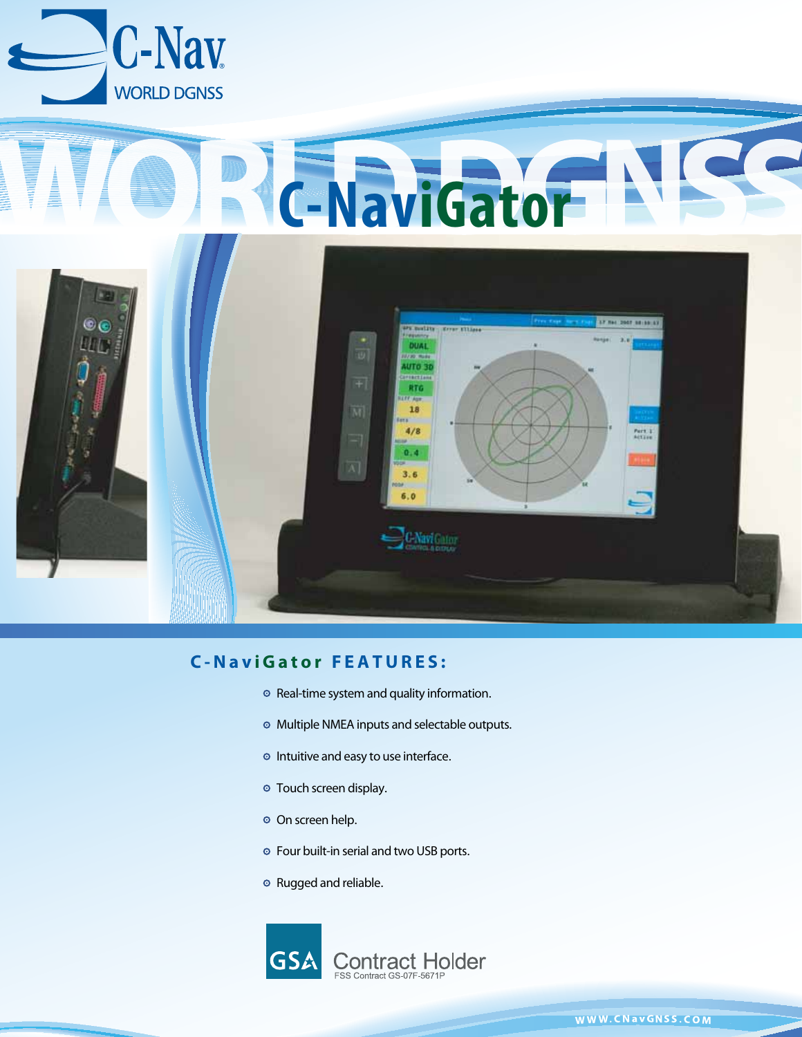C-Nav

WORLD DGNSS

# C-NaviGator

## C-NaviGator FEATURES:

- Real-time system and quality information.
- Multiple NMEA inputs and selectable outputs.
- Intuitive and easy to use interface.
- Touch screen display.
- On screen help.
- Four built-in serial and two USB ports.
- Rugged and reliable.

GSA Contract Holder
FSS Contract GS-07F-5671P

WWW.CNavGNSS.COM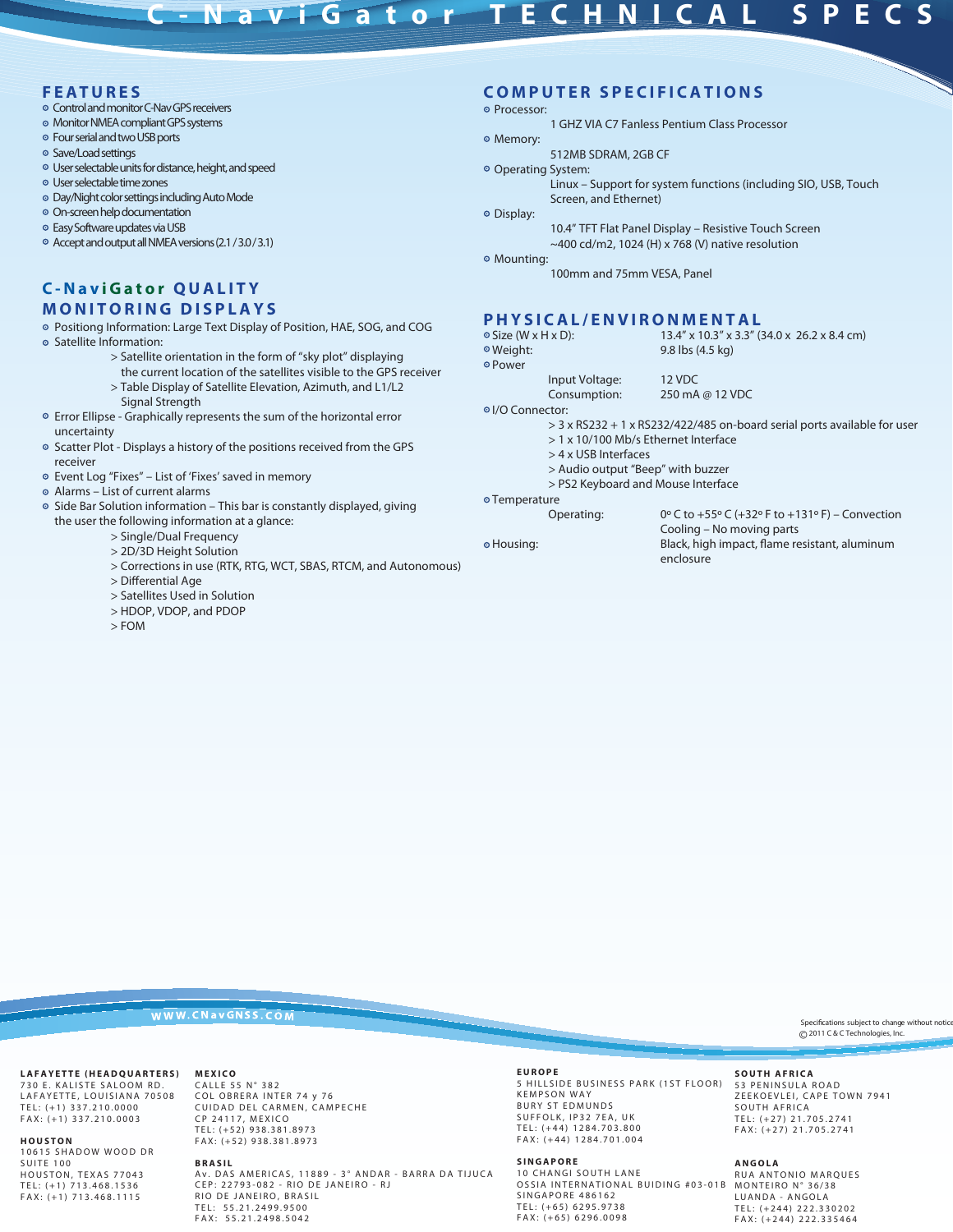# C-NaviGator TECHNICAL SPECS

## FEATURES

- Control and monitor C-Nav GPS receivers
- Monitor NMEA compliant GPS systems
- Four serial and two USB ports
- Save/Load settings
- User selectable units for distance, height, and speed
- User selectable time zones
- Day/Night color settings including Auto Mode
- On-screen help documentation
- Easy Software updates via USB
- Accept and output all NMEA versions (2.1 / 3.0 / 3.1)

## C-NaviGator QUALITY MONITORING DISPLAYS

- Positioning Information: Large Text Display of Position, HAE, SOG, and COG
- Satellite Information:
  - > Satellite orientation in the form of "sky plot" displaying the current location of the satellites visible to the GPS receiver
  - > Table Display of Satellite Elevation, Azimuth, and L1/L2 Signal Strength
- Error Ellipse - Graphically represents the sum of the horizontal error uncertainty
- Scatter Plot - Displays a history of the positions received from the GPS receiver
- Event Log "Fixes" – List of 'Fixes' saved in memory
- Alarms – List of current alarms
- Side Bar Solution information – This bar is constantly displayed, giving the user the following information at a glance:
  - > Single/Dual Frequency
  - > 2D/3D Height Solution
  - > Corrections in use (RTK, RTG, WCT, SBAS, RTCM, and Autonomous)
  - > Differential Age
  - > Satellites Used in Solution
  - > HDOP, VDOP, and PDOP
  - > FOM

## COMPUTER SPECIFICATIONS

- Processor:
  - 1 GHZ VIA C7 Fanless Pentium Class Processor
- Memory:
  - 512MB SDRAM, 2GB CF
- Operating System:
  - Linux – Support for system functions (including SIO, USB, Touch Screen, and Ethernet)
- Display:
  - 10.4" TFT Flat Panel Display – Resistive Touch Screen ~400 cd/m2, 1024 (H) x 768 (V) native resolution
- Mounting:
  - 100mm and 75mm VESA, Panel

## PHYSICAL/ENVIRONMENTAL

- Size (W x H x D): 13.4" x 10.3" x 3.3" (34.0 x 26.2 x 8.4 cm)
- Weight: 9.8 lbs (4.5 kg)
- Power
  - Input Voltage: 12 VDC
  - Consumption: 250 mA @ 12 VDC
- I/O Connector:
  - > 3 x RS232 + 1 x RS232/422/485 on-board serial ports available for user
  - > 1 x 10/100 Mb/s Ethernet Interface
  - > 4 x USB Interfaces
  - > Audio output "Beep" with buzzer
  - > PS2 Keyboard and Mouse Interface
- Temperature
  - Operating: 0º C to +55º C (+32º F to +131º F) – Convection Cooling – No moving parts
- Housing: Black, high impact, flame resistant, aluminum enclosure

WWW.CNavGNSS.COM

Specifications subject to change without notice
© 2011 C & C Technologies, Inc.

**LAFAYETTE (HEADQUARTERS)**
730 E. KALISTE SALOOM RD.
LAFAYETTE, LOUISIANA 70508
TEL: (+1) 337.210.0000
FAX: (+1) 337.210.0003

**HOUSTON**
10615 SHADOW WOOD DR
SUITE 100
HOUSTON, TEXAS 77043
TEL: (+1) 713.468.1536
FAX: (+1) 713.468.1115

**MEXICO**
CALLE 55 N° 382
COL OBRERA INTER 74 y 76
CUIDAD DEL CARMEN, CAMPECHE
CP 24117, MEXICO
TEL: (+52) 938.381.8973
FAX: (+52) 938.381.8973

**BRASIL**
Av. DAS AMERICAS, 11889 - 3° ANDAR - BARRA DA TIJUCA
CEP: 22793-082 - RIO DE JANEIRO - RJ
RIO DE JANEIRO, BRASIL
TEL: 55.21.2499.9500
FAX: 55.21.2498.5042

**EUROPE**
5 HILLSIDE BUSINESS PARK (1ST FLOOR)
KEMPSON WAY
BURY ST EDMUNDS
SUFFOLK, IP32 7EA, UK
TEL: (+44) 1284.703.800
FAX: (+44) 1284.701.004

**SINGAPORE**
10 CHANGI SOUTH LANE
OSSIA INTERNATIONAL BUIDING #03-01B
SINGAPORE 486162
TEL: (+65) 6295.9738
FAX: (+65) 6296.0098

**SOUTH AFRICA**
53 PENINSULA ROAD
ZEEKOEVLEI, CAPE TOWN 7941
SOUTH AFRICA
TEL: (+27) 21.705.2741
FAX: (+27) 21.705.2741

**ANGOLA**
RUA ANTONIO MARQUES
MONTEIRO N° 36/38
LUANDA - ANGOLA
TEL: (+244) 222.330202
FAX: (+244) 222.335464